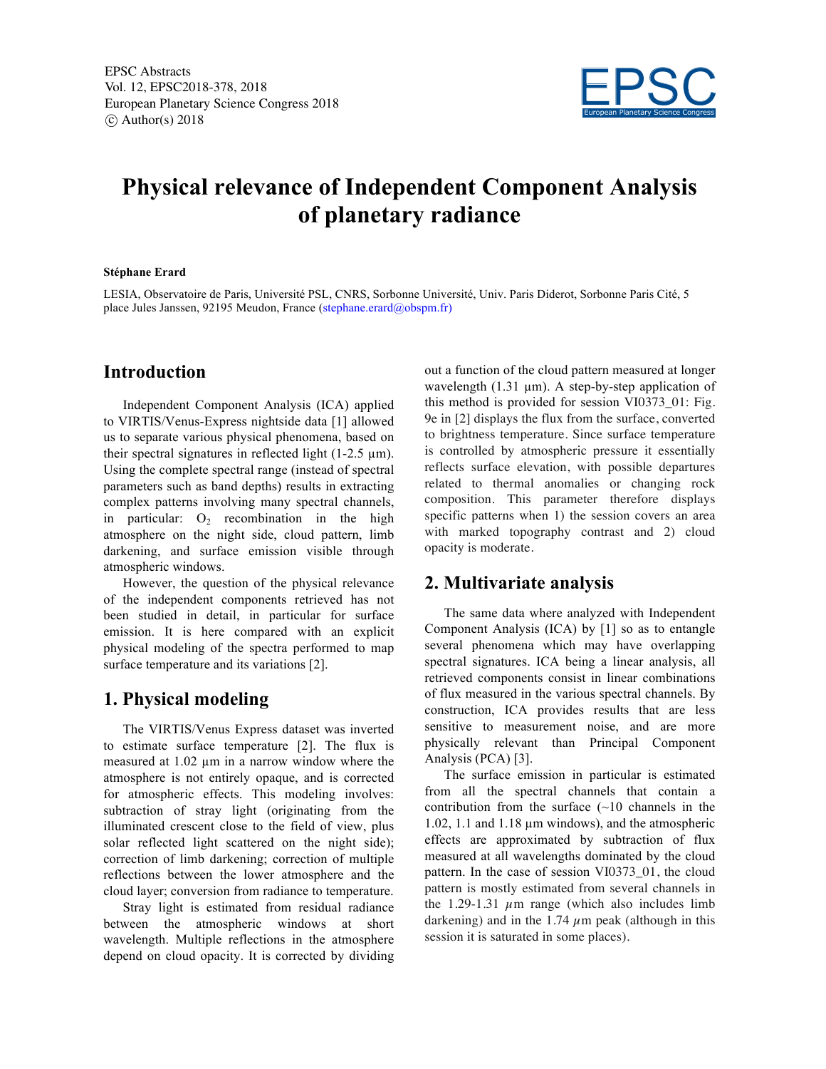# Physical relevance of Independent Component Analysis of planetary radiance

**Stéphane Erard**

LESIA, Observatoire de Paris, Université PSL, CNRS, Sorbonne Université, Univ. Paris Diderot, Sorbonne Paris Cité, 5 place Jules Janssen, 92195 Meudon, France (stephane.erard@obspm.fr)

## Introduction

Independent Component Analysis (ICA) applied to VIRTIS/Venus-Express nightside data [1] allowed us to separate various physical phenomena, based on their spectral signatures in reflected light (1-2.5 µm). Using the complete spectral range (instead of spectral parameters such as band depths) results in extracting complex patterns involving many spectral channels, in particular: $O_2$ recombination in the high atmosphere on the night side, cloud pattern, limb darkening, and surface emission visible through atmospheric windows.

However, the question of the physical relevance of the independent components retrieved has not been studied in detail, in particular for surface emission. It is here compared with an explicit physical modeling of the spectra performed to map surface temperature and its variations [2].

## 1. Physical modeling

The VIRTIS/Venus Express dataset was inverted to estimate surface temperature [2]. The flux is measured at 1.02 µm in a narrow window where the atmosphere is not entirely opaque, and is corrected for atmospheric effects. This modeling involves: subtraction of stray light (originating from the illuminated crescent close to the field of view, plus solar reflected light scattered on the night side); correction of limb darkening; correction of multiple reflections between the lower atmosphere and the cloud layer; conversion from radiance to temperature.

Stray light is estimated from residual radiance between the atmospheric windows at short wavelength. Multiple reflections in the atmosphere depend on cloud opacity. It is corrected by dividing out a function of the cloud pattern measured at longer wavelength (1.31 µm). A step-by-step application of this method is provided for session VI0373_01: Fig. 9e in [2] displays the flux from the surface, converted to brightness temperature. Since surface temperature is controlled by atmospheric pressure it essentially reflects surface elevation, with possible departures related to thermal anomalies or changing rock composition. This parameter therefore displays specific patterns when 1) the session covers an area with marked topography contrast and 2) cloud opacity is moderate.

## 2. Multivariate analysis

The same data where analyzed with Independent Component Analysis (ICA) by [1] so as to entangle several phenomena which may have overlapping spectral signatures. ICA being a linear analysis, all retrieved components consist in linear combinations of flux measured in the various spectral channels. By construction, ICA provides results that are less sensitive to measurement noise, and are more physically relevant than Principal Component Analysis (PCA) [3].

The surface emission in particular is estimated from all the spectral channels that contain a contribution from the surface (~10 channels in the 1.02, 1.1 and 1.18 µm windows), and the atmospheric effects are approximated by subtraction of flux measured at all wavelengths dominated by the cloud pattern. In the case of session VI0373_01, the cloud pattern is mostly estimated from several channels in the 1.29-1.31 $\mu$m range (which also includes limb darkening) and in the 1.74 $\mu$m peak (although in this session it is saturated in some places).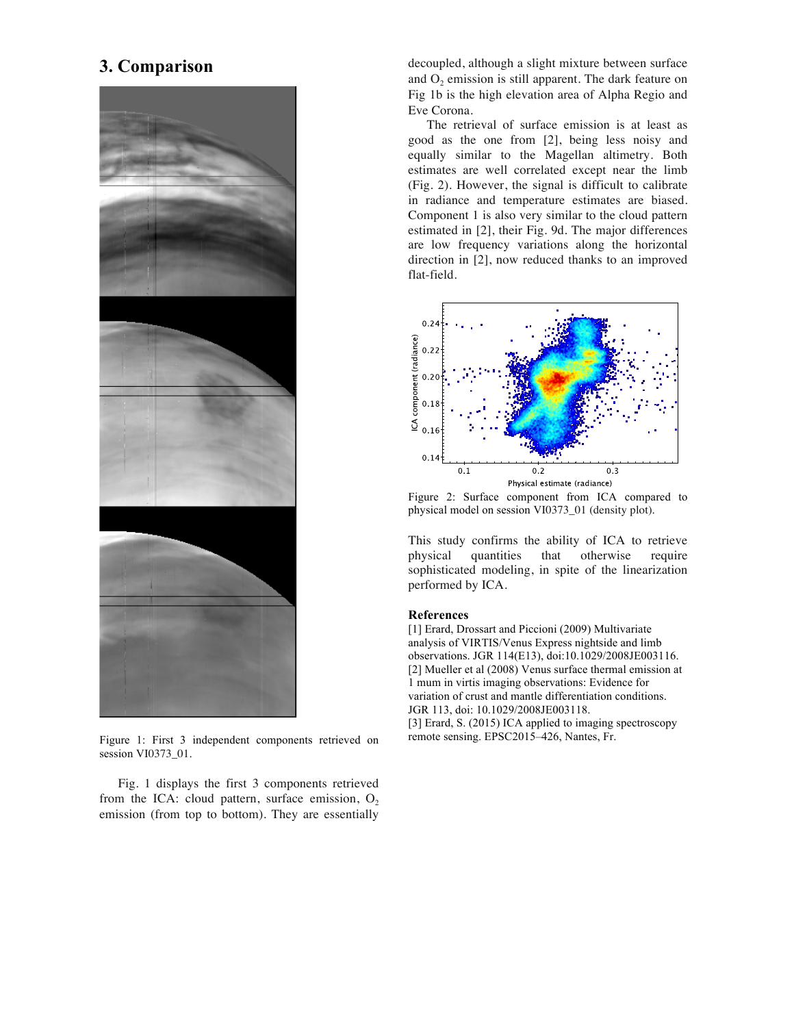## 3. Comparison

Figure 1: First 3 independent components retrieved on session VI0373_01.

Fig. 1 displays the first 3 components retrieved from the ICA: cloud pattern, surface emission, $O_2$ emission (from top to bottom). They are essentially decoupled, although a slight mixture between surface and $O_2$ emission is still apparent. The dark feature on Fig 1b is the high elevation area of Alpha Regio and Eve Corona.

The retrieval of surface emission is at least as good as the one from [2], being less noisy and equally similar to the Magellan altimetry. Both estimates are well correlated except near the limb (Fig. 2). However, the signal is difficult to calibrate in radiance and temperature estimates are biased. Component 1 is also very similar to the cloud pattern estimated in [2], their Fig. 9d. The major differences are low frequency variations along the horizontal direction in [2], now reduced thanks to an improved flat-field.

ICA component (radiance)

0.24
0.22
0.20
0.18
0.16
0.14

0.1
0.2
0.3

Physical estimate (radiance)

Figure 2: Surface component from ICA compared to physical model on session VI0373_01 (density plot).

This study confirms the ability of ICA to retrieve physical quantities that otherwise require sophisticated modeling, in spite of the linearization performed by ICA.

### References

[1] Erard, Drossart and Piccioni (2009) Multivariate analysis of VIRTIS/Venus Express nightside and limb observations. JGR 114(E13), doi:10.1029/2008JE003116.
[2] Mueller et al (2008) Venus surface thermal emission at 1 mum in virtis imaging observations: Evidence for variation of crust and mantle differentiation conditions. JGR 113, doi: 10.1029/2008JE003118.
[3] Erard, S. (2015) ICA applied to imaging spectroscopy remote sensing. EPSC2015–426, Nantes, Fr.